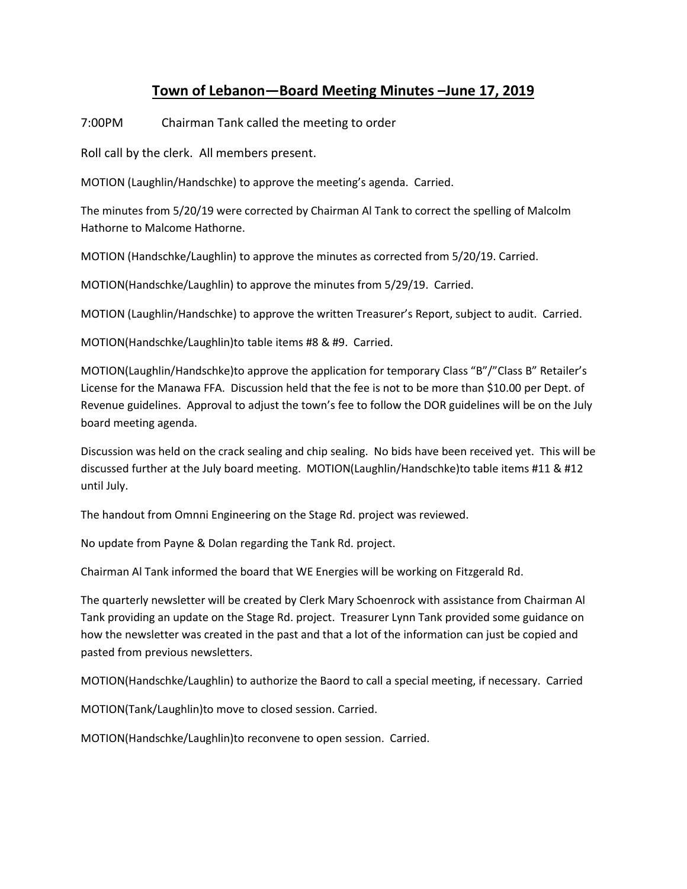# **Town of Lebanon—Board Meeting Minutes –June 17, 2019**

7:00PM Chairman Tank called the meeting to order

Roll call by the clerk. All members present.

MOTION (Laughlin/Handschke) to approve the meeting's agenda. Carried.

The minutes from 5/20/19 were corrected by Chairman Al Tank to correct the spelling of Malcolm Hathorne to Malcome Hathorne.

MOTION (Handschke/Laughlin) to approve the minutes as corrected from 5/20/19. Carried.

MOTION(Handschke/Laughlin) to approve the minutes from 5/29/19. Carried.

MOTION (Laughlin/Handschke) to approve the written Treasurer's Report, subject to audit. Carried.

MOTION(Handschke/Laughlin)to table items #8 & #9. Carried.

MOTION(Laughlin/Handschke)to approve the application for temporary Class "B"/"Class B" Retailer's License for the Manawa FFA. Discussion held that the fee is not to be more than $10.00 per Dept. of Revenue guidelines. Approval to adjust the town's fee to follow the DOR guidelines will be on the July board meeting agenda.

Discussion was held on the crack sealing and chip sealing. No bids have been received yet. This will be discussed further at the July board meeting. MOTION(Laughlin/Handschke)to table items #11 & #12 until July.

The handout from Omnni Engineering on the Stage Rd. project was reviewed.

No update from Payne & Dolan regarding the Tank Rd. project.

Chairman Al Tank informed the board that WE Energies will be working on Fitzgerald Rd.

The quarterly newsletter will be created by Clerk Mary Schoenrock with assistance from Chairman Al Tank providing an update on the Stage Rd. project. Treasurer Lynn Tank provided some guidance on how the newsletter was created in the past and that a lot of the information can just be copied and pasted from previous newsletters.

MOTION(Handschke/Laughlin) to authorize the Baord to call a special meeting, if necessary. Carried

MOTION(Tank/Laughlin)to move to closed session. Carried.

MOTION(Handschke/Laughlin)to reconvene to open session. Carried.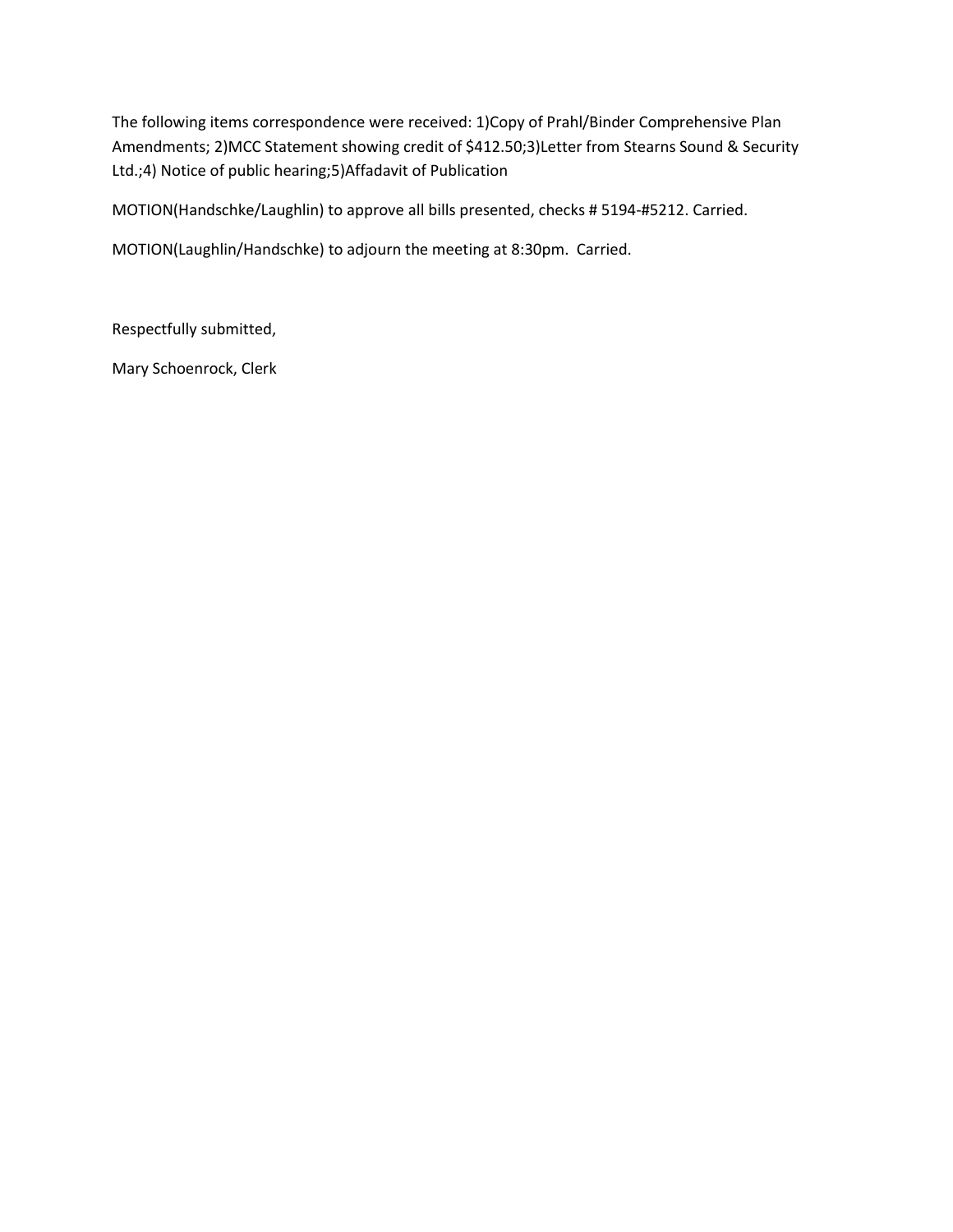The following items correspondence were received: 1)Copy of Prahl/Binder Comprehensive Plan Amendments; 2)MCC Statement showing credit of $412.50;3)Letter from Stearns Sound & Security Ltd.;4) Notice of public hearing;5)Affadavit of Publication

MOTION(Handschke/Laughlin) to approve all bills presented, checks # 5194-#5212. Carried.

MOTION(Laughlin/Handschke) to adjourn the meeting at 8:30pm. Carried.

Respectfully submitted,

Mary Schoenrock, Clerk